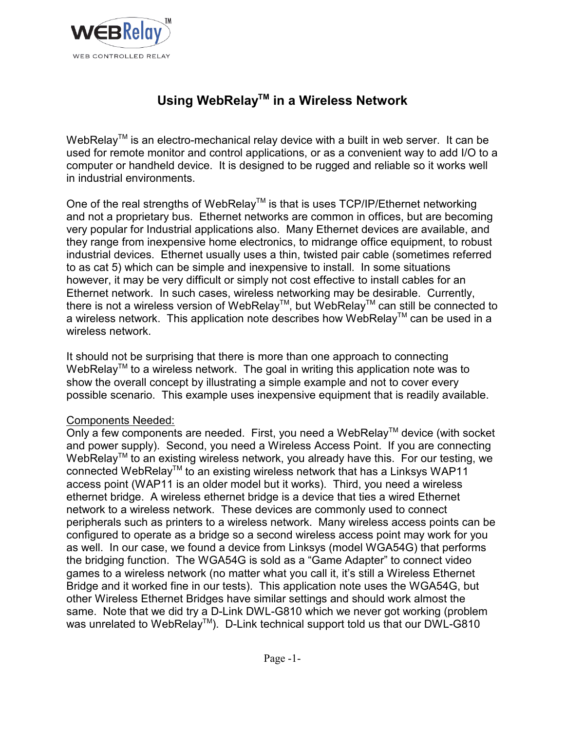# Using WebRelay™ in a Wireless Network

WebRelay™ is an electro-mechanical relay device with a built in web server. It can be used for remote monitor and control applications, or as a convenient way to add I/O to a computer or handheld device. It is designed to be rugged and reliable so it works well in industrial environments.

One of the real strengths of WebRelay™ is that is uses TCP/IP/Ethernet networking and not a proprietary bus. Ethernet networks are common in offices, but are becoming very popular for Industrial applications also. Many Ethernet devices are available, and they range from inexpensive home electronics, to midrange office equipment, to robust industrial devices. Ethernet usually uses a thin, twisted pair cable (sometimes referred to as cat 5) which can be simple and inexpensive to install. In some situations however, it may be very difficult or simply not cost effective to install cables for an Ethernet network. In such cases, wireless networking may be desirable. Currently, there is not a wireless version of WebRelay™, but WebRelay™ can still be connected to a wireless network. This application note describes how WebRelay™ can be used in a wireless network.

It should not be surprising that there is more than one approach to connecting WebRelay™ to a wireless network. The goal in writing this application note was to show the overall concept by illustrating a simple example and not to cover every possible scenario. This example uses inexpensive equipment that is readily available.

Components Needed:

Only a few components are needed. First, you need a WebRelay™ device (with socket and power supply). Second, you need a Wireless Access Point. If you are connecting WebRelay™ to an existing wireless network, you already have this. For our testing, we connected WebRelay™ to an existing wireless network that has a Linksys WAP11 access point (WAP11 is an older model but it works). Third, you need a wireless ethernet bridge. A wireless ethernet bridge is a device that ties a wired Ethernet network to a wireless network. These devices are commonly used to connect peripherals such as printers to a wireless network. Many wireless access points can be configured to operate as a bridge so a second wireless access point may work for you as well. In our case, we found a device from Linksys (model WGA54G) that performs the bridging function. The WGA54G is sold as a "Game Adapter" to connect video games to a wireless network (no matter what you call it, it's still a Wireless Ethernet Bridge and it worked fine in our tests). This application note uses the WGA54G, but other Wireless Ethernet Bridges have similar settings and should work almost the same. Note that we did try a D-Link DWL-G810 which we never got working (problem was unrelated to WebRelay™). D-Link technical support told us that our DWL-G810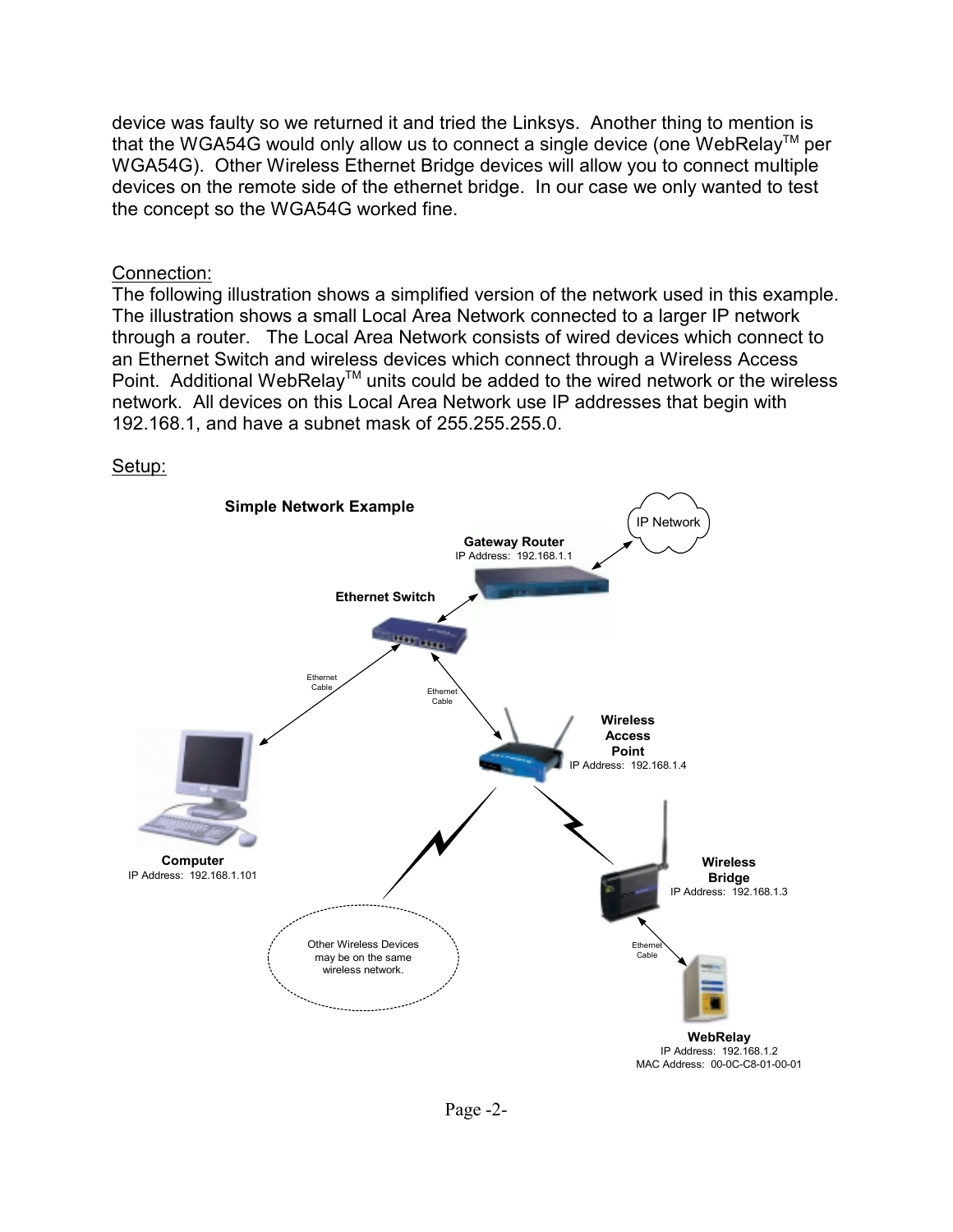device was faulty so we returned it and tried the Linksys. Another thing to mention is that the WGA54G would only allow us to connect a single device (one WebRelay™ per WGA54G). Other Wireless Ethernet Bridge devices will allow you to connect multiple devices on the remote side of the ethernet bridge. In our case we only wanted to test the concept so the WGA54G worked fine.

<u>Connection:</u>
The following illustration shows a simplified version of the network used in this example. The illustration shows a small Local Area Network connected to a larger IP network through a router. The Local Area Network consists of wired devices which connect to an Ethernet Switch and wireless devices which connect through a Wireless Access Point. Additional WebRelay™ units could be added to the wired network or the wireless network. All devices on this Local Area Network use IP addresses that begin with 192.168.1, and have a subnet mask of 255.255.255.0.

<u>Setup:</u>

**Simple Network Example**

IP Network

**Gateway Router**
IP Address: 192.168.1.1

**Ethernet Switch**

Ethernet Cable

Ethernet Cable

**Wireless Access Point**
IP Address: 192.168.1.4

**Computer**
IP Address: 192.168.1.101

**Wireless Bridge**
IP Address: 192.168.1.3

Other Wireless Devices may be on the same wireless network.

Ethernet Cable

**WebRelay**
IP Address: 192.168.1.2
MAC Address: 00-0C-C8-01-00-01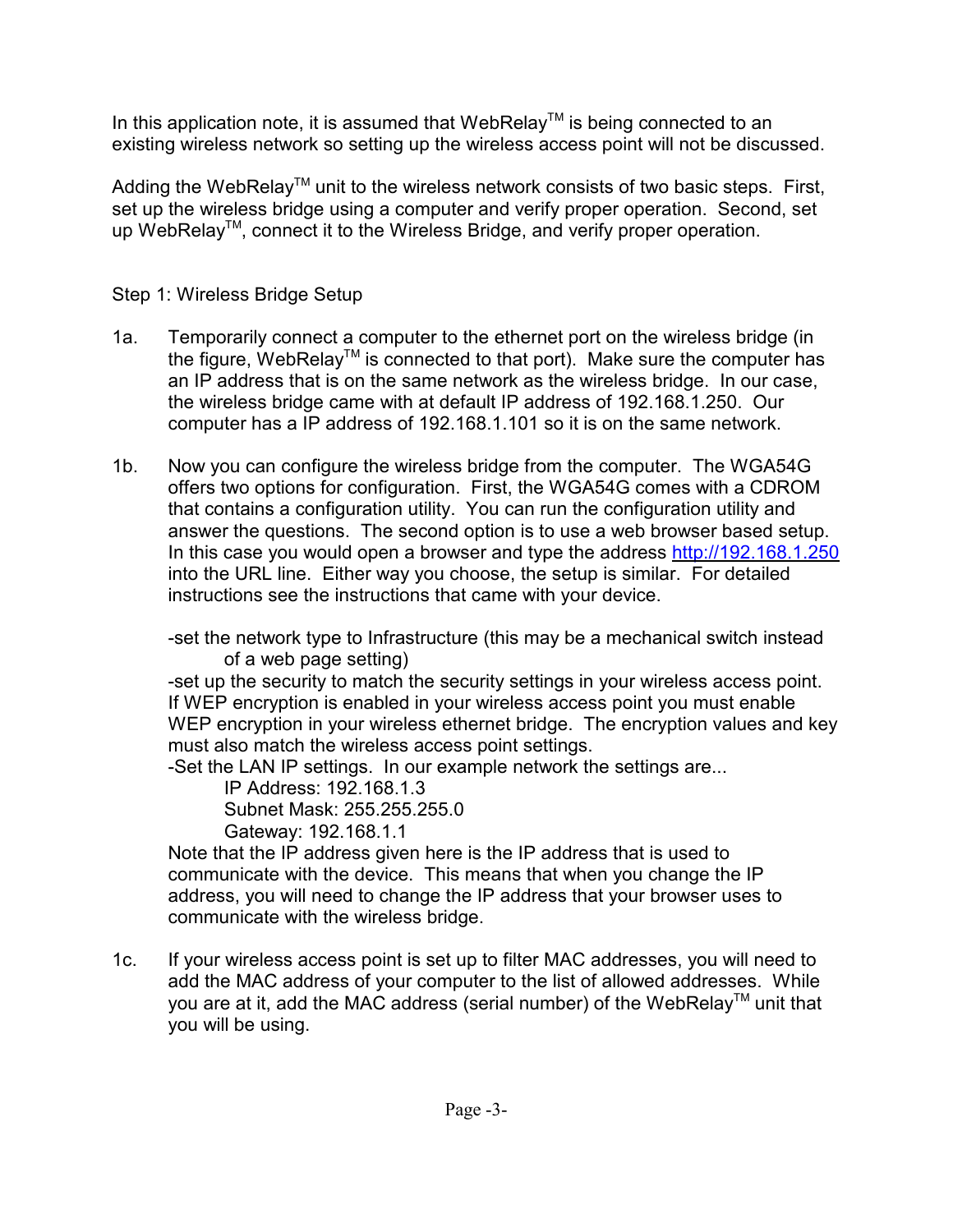In this application note, it is assumed that WebRelay™ is being connected to an existing wireless network so setting up the wireless access point will not be discussed.

Adding the WebRelay™ unit to the wireless network consists of two basic steps. First, set up the wireless bridge using a computer and verify proper operation. Second, set up WebRelay™, connect it to the Wireless Bridge, and verify proper operation.

Step 1: Wireless Bridge Setup

1a. Temporarily connect a computer to the ethernet port on the wireless bridge (in the figure, WebRelay™ is connected to that port). Make sure the computer has an IP address that is on the same network as the wireless bridge. In our case, the wireless bridge came with at default IP address of 192.168.1.250. Our computer has a IP address of 192.168.1.101 so it is on the same network.

1b. Now you can configure the wireless bridge from the computer. The WGA54G offers two options for configuration. First, the WGA54G comes with a CDROM that contains a configuration utility. You can run the configuration utility and answer the questions. The second option is to use a web browser based setup. In this case you would open a browser and type the address http://192.168.1.250 into the URL line. Either way you choose, the setup is similar. For detailed instructions see the instructions that came with your device.

-set the network type to Infrastructure (this may be a mechanical switch instead of a web page setting)
-set up the security to match the security settings in your wireless access point. If WEP encryption is enabled in your wireless access point you must enable WEP encryption in your wireless ethernet bridge. The encryption values and key must also match the wireless access point settings.
-Set the LAN IP settings. In our example network the settings are...
IP Address: 192.168.1.3
Subnet Mask: 255.255.255.0
Gateway: 192.168.1.1
Note that the IP address given here is the IP address that is used to communicate with the device. This means that when you change the IP address, you will need to change the IP address that your browser uses to communicate with the wireless bridge.

1c. If your wireless access point is set up to filter MAC addresses, you will need to add the MAC address of your computer to the list of allowed addresses. While you are at it, add the MAC address (serial number) of the WebRelay™ unit that you will be using.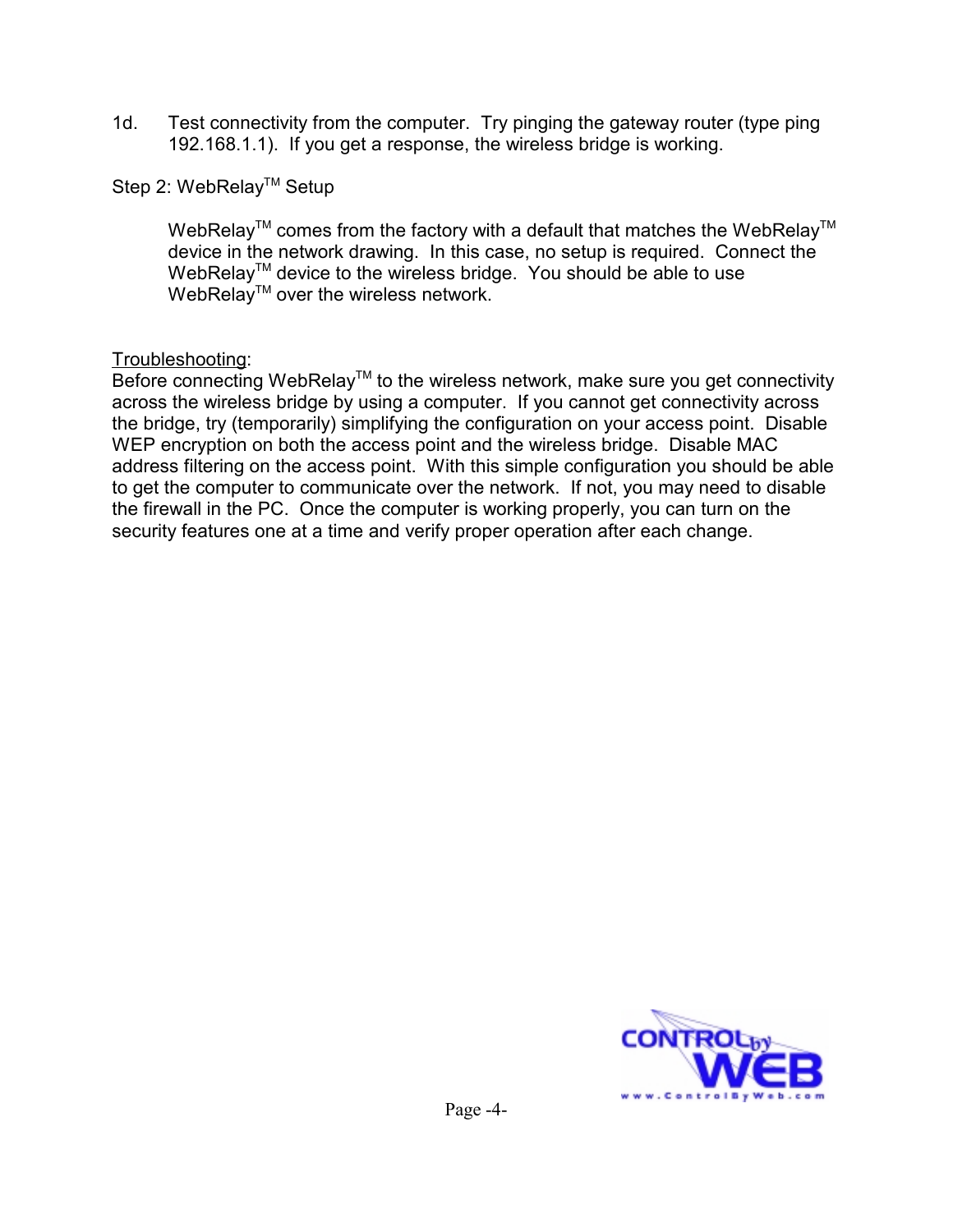1d. Test connectivity from the computer. Try pinging the gateway router (type ping 192.168.1.1). If you get a response, the wireless bridge is working.

Step 2: WebRelay™ Setup

WebRelay™ comes from the factory with a default that matches the WebRelay™ device in the network drawing. In this case, no setup is required. Connect the WebRelay™ device to the wireless bridge. You should be able to use WebRelay™ over the wireless network.

Troubleshooting:
Before connecting WebRelay™ to the wireless network, make sure you get connectivity across the wireless bridge by using a computer. If you cannot get connectivity across the bridge, try (temporarily) simplifying the configuration on your access point. Disable WEP encryption on both the access point and the wireless bridge. Disable MAC address filtering on the access point. With this simple configuration you should be able to get the computer to communicate over the network. If not, you may need to disable the firewall in the PC. Once the computer is working properly, you can turn on the security features one at a time and verify proper operation after each change.